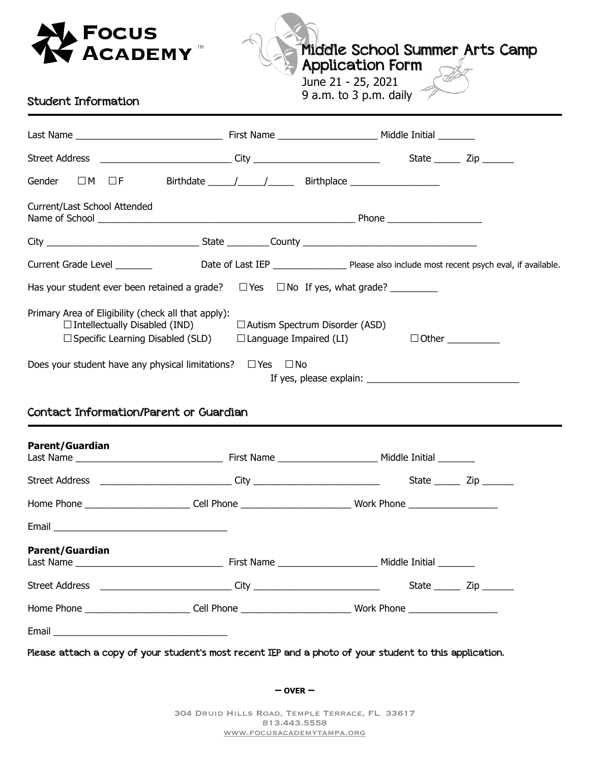**FOCUS ACADEMY**™

# Middle School Summer Arts Camp Application Form

June 21 - 25, 2021
9 a.m. to 3 p.m. daily

## Student Information

Last Name ____________________________ First Name ___________________ Middle Initial _______

Street Address _________________________ City ________________________ State _____ Zip ______

Gender ☐ M ☐ F Birthdate _____/_____/_____ Birthplace _________________

Current/Last School Attended
Name of School __________________________________________________ Phone __________________

City _____________________________ State ________County __________________________________

Current Grade Level _______ Date of Last IEP ______________ Please also include most recent psych eval, if available.

Has your student ever been retained a grade? ☐ Yes ☐ No If yes, what grade? _________

Primary Area of Eligibility (check all that apply):
☐ Intellectually Disabled (IND) ☐ Autism Spectrum Disorder (ASD)
☐ Specific Learning Disabled (SLD) ☐ Language Impaired (LI) ☐ Other __________

Does your student have any physical limitations? ☐ Yes ☐ No
If yes, please explain: _____________________________

## Contact Information/Parent or Guardian

**Parent/Guardian**
Last Name ____________________________ First Name ___________________ Middle Initial _______

Street Address _________________________ City ________________________ State _____ Zip ______

Home Phone ___________________ Cell Phone _____________________ Work Phone _________________

Email _________________________________

**Parent/Guardian**
Last Name ____________________________ First Name ___________________ Middle Initial _______

Street Address _________________________ City ________________________ State _____ Zip ______

Home Phone ___________________ Cell Phone _____________________ Work Phone _________________

Email _________________________________

Please attach a copy of your student's most recent IEP and a photo of your student to this application.

**– OVER –**

304 Druid Hills Road, Temple Terrace, FL 33617
813.443.5558
www.focusacademytampa.org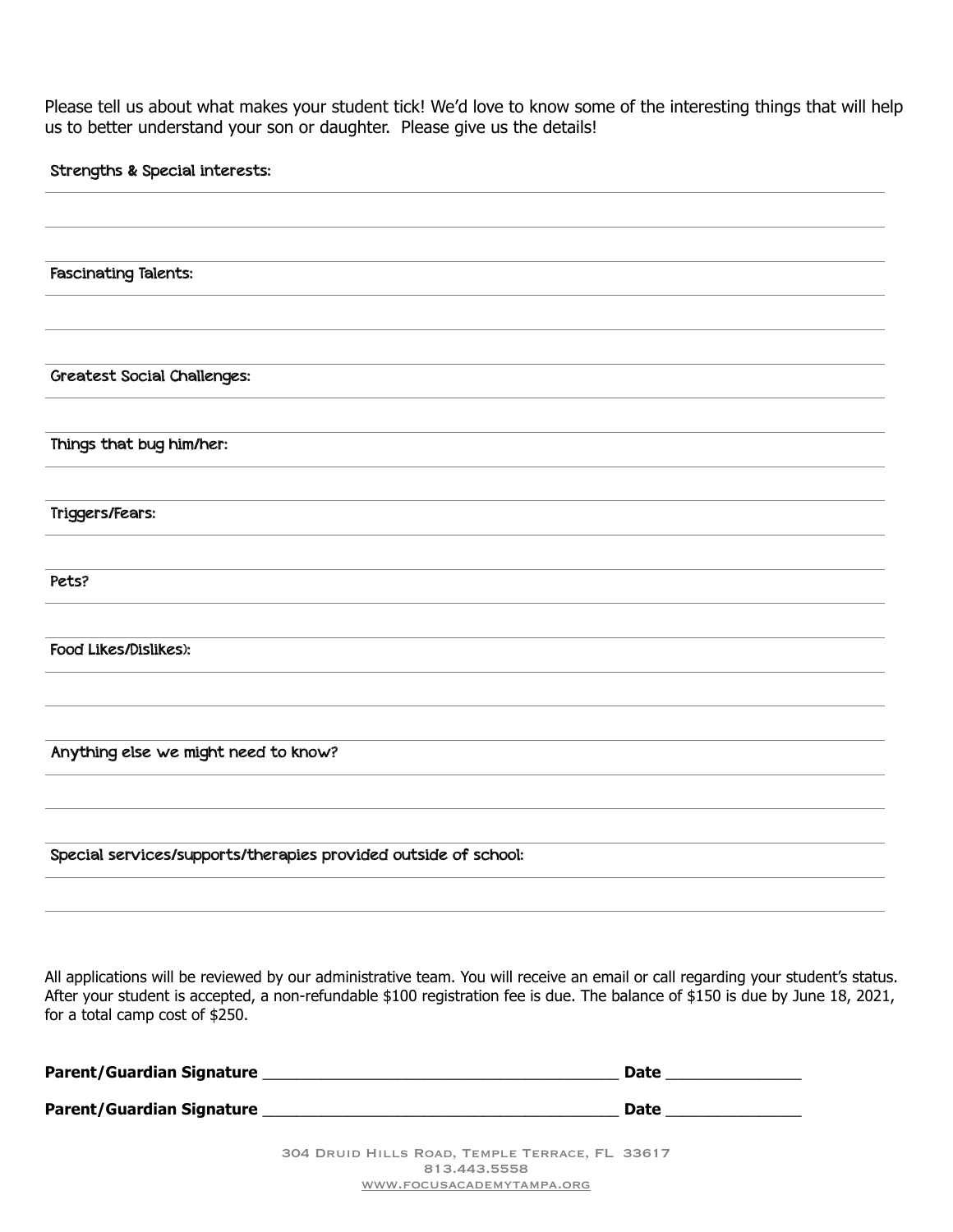Please tell us about what makes your student tick! We'd love to know some of the interesting things that will help us to better understand your son or daughter. Please give us the details!

Strengths & Special interests:

Fascinating Talents:

Greatest Social Challenges:

Things that bug him/her:

Triggers/Fears:

Pets?

Food Likes/Dislikes):

Anything else we might need to know?

Special services/supports/therapies provided outside of school:

All applications will be reviewed by our administrative team. You will receive an email or call regarding your student's status. After your student is accepted, a non-refundable $100 registration fee is due. The balance of $150 is due by June 18, 2021, for a total camp cost of $250.

**Parent/Guardian Signature** ______________________________________ **Date** _______________

**Parent/Guardian Signature** ______________________________________ **Date** _______________

304 Druid Hills Road, Temple Terrace, FL 33617
813.443.5558
www.focusacademytampa.org